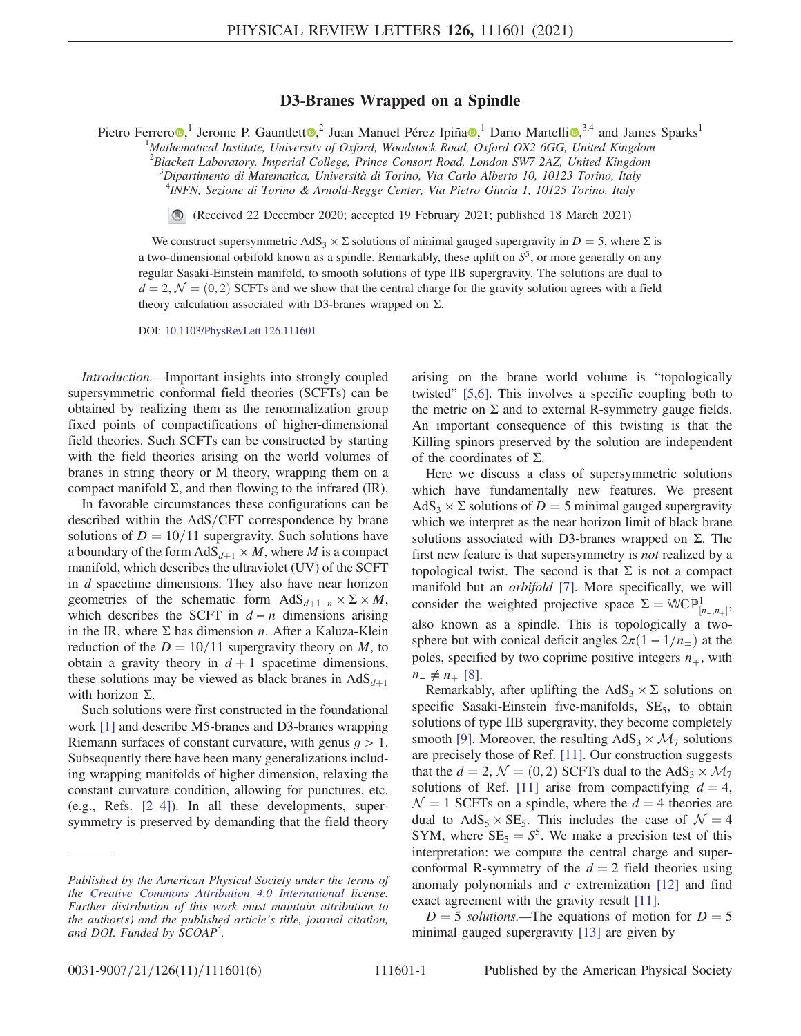# D3-Branes Wrapped on a Spindle

Pietro Ferrero[1], Jerome P. Gauntlett[2], Juan Manuel Pérez Ipiña[1], Dario Martelli[3,4] and James Sparks[1]

[1]*Mathematical Institute, University of Oxford, Woodstock Road, Oxford OX2 6GG, United Kingdom*
[2]*Blackett Laboratory, Imperial College, Prince Consort Road, London SW7 2AZ, United Kingdom*
[3]*Dipartimento di Matematica, Università di Torino, Via Carlo Alberto 10, 10123 Torino, Italy*
[4]*INFN, Sezione di Torino & Arnold-Regge Center, Via Pietro Giuria 1, 10125 Torino, Italy*

(Received 22 December 2020; accepted 19 February 2021; published 18 March 2021)

We construct supersymmetric $\mathrm{AdS}_3 \times \Sigma$ solutions of minimal gauged supergravity in $D = 5$, where $\Sigma$ is a two-dimensional orbifold known as a spindle. Remarkably, these uplift on $S^5$, or more generally on any regular Sasaki-Einstein manifold, to smooth solutions of type IIB supergravity. The solutions are dual to $d = 2$, $\mathcal{N} = (0, 2)$ SCFTs and we show that the central charge for the gravity solution agrees with a field theory calculation associated with D3-branes wrapped on $\Sigma$.

DOI: 10.1103/PhysRevLett.126.111601

*Introduction.*—Important insights into strongly coupled supersymmetric conformal field theories (SCFTs) can be obtained by realizing them as the renormalization group fixed points of compactifications of higher-dimensional field theories. Such SCFTs can be constructed by starting with the field theories arising on the world volumes of branes in string theory or M theory, wrapping them on a compact manifold $\Sigma$, and then flowing to the infrared (IR).

In favorable circumstances these configurations can be described within the AdS/CFT correspondence by brane solutions of $D = 10/11$ supergravity. Such solutions have a boundary of the form $\mathrm{AdS}_{d+1} \times M$, where $M$ is a compact manifold, which describes the ultraviolet (UV) of the SCFT in $d$ spacetime dimensions. They also have near horizon geometries of the schematic form $\mathrm{AdS}_{d+1-n} \times \Sigma \times M$, which describes the SCFT in $d - n$ dimensions arising in the IR, where $\Sigma$ has dimension $n$. After a Kaluza-Klein reduction of the $D = 10/11$ supergravity theory on $M$, to obtain a gravity theory in $d + 1$ spacetime dimensions, these solutions may be viewed as black branes in $\mathrm{AdS}_{d+1}$ with horizon $\Sigma$.

Such solutions were first constructed in the foundational work [1] and describe M5-branes and D3-branes wrapping Riemann surfaces of constant curvature, with genus $g > 1$. Subsequently there have been many generalizations including wrapping manifolds of higher dimension, relaxing the constant curvature condition, allowing for punctures, etc. (e.g., Refs. [2–4]). In all these developments, supersymmetry is preserved by demanding that the field theory arising on the brane world volume is "topologically twisted" [5,6]. This involves a specific coupling both to the metric on $\Sigma$ and to external R-symmetry gauge fields. An important consequence of this twisting is that the Killing spinors preserved by the solution are independent of the coordinates of $\Sigma$.

Here we discuss a class of supersymmetric solutions which have fundamentally new features. We present $\mathrm{AdS}_3 \times \Sigma$ solutions of $D = 5$ minimal gauged supergravity which we interpret as the near horizon limit of black brane solutions associated with D3-branes wrapped on $\Sigma$. The first new feature is that supersymmetry is *not* realized by a topological twist. The second is that $\Sigma$ is not a compact manifold but an *orbifold* [7]. More specifically, we will consider the weighted projective space $\Sigma = \mathbb{WCP}^1_{[n_-,n_+]}$, also known as a spindle. This is topologically a two-sphere but with conical deficit angles $2\pi(1 - 1/n_\mp)$ at the poles, specified by two coprime positive integers $n_\mp$, with $n_- \neq n_+$ [8].

Remarkably, after uplifting the $\mathrm{AdS}_3 \times \Sigma$ solutions on specific Sasaki-Einstein five-manifolds, $\mathrm{SE}_5$, to obtain solutions of type IIB supergravity, they become completely smooth [9]. Moreover, the resulting $\mathrm{AdS}_3 \times \mathcal{M}_7$ solutions are precisely those of Ref. [11]. Our construction suggests that the $d = 2$, $\mathcal{N} = (0, 2)$ SCFTs dual to the $\mathrm{AdS}_3 \times \mathcal{M}_7$ solutions of Ref. [11] arise from compactifying $d = 4$, $\mathcal{N} = 1$ SCFTs on a spindle, where the $d = 4$ theories are dual to $\mathrm{AdS}_5 \times \mathrm{SE}_5$. This includes the case of $\mathcal{N} = 4$ SYM, where $\mathrm{SE}_5 = S^5$. We make a precision test of this interpretation: we compute the central charge and superconformal R-symmetry of the $d = 2$ field theories using anomaly polynomials and $c$ extremization [12] and find exact agreement with the gravity result [11].

*$D = 5$ solutions.*—The equations of motion for $D = 5$ minimal gauged supergravity [13] are given by

*Published by the American Physical Society under the terms of the Creative Commons Attribution 4.0 International license. Further distribution of this work must maintain attribution to the author(s) and the published article's title, journal citation, and DOI. Funded by SCOAP[3].*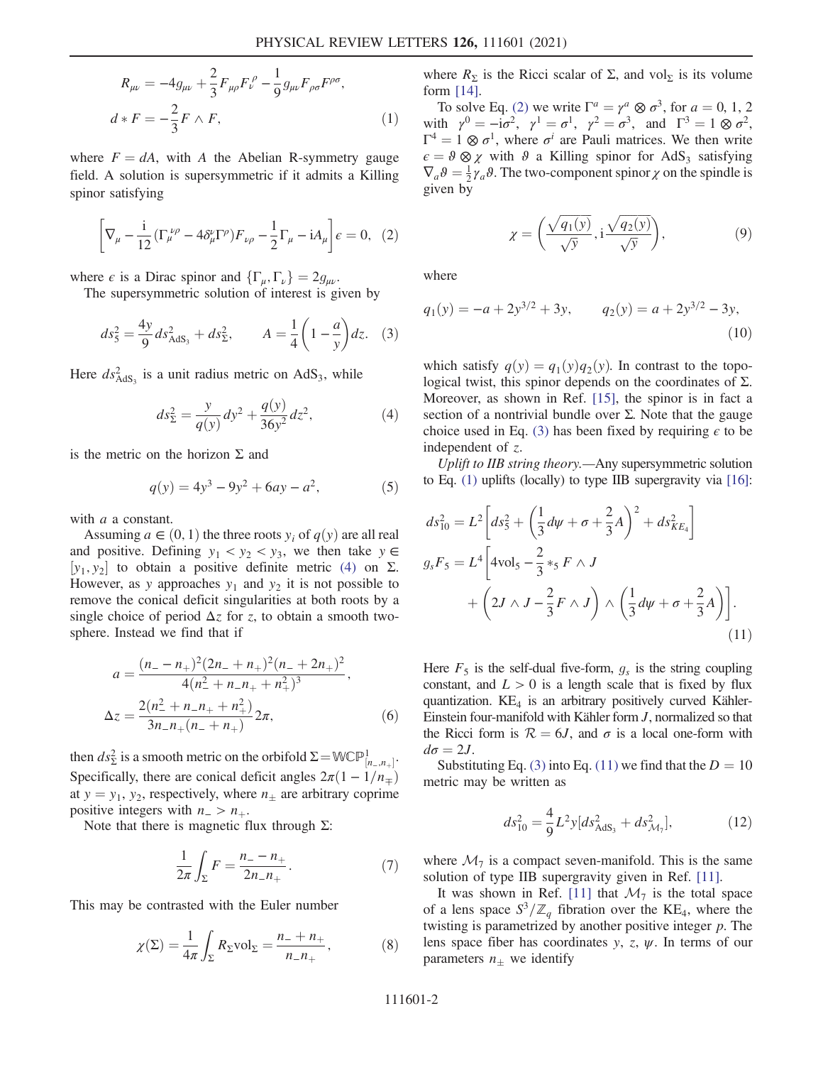$$
\begin{aligned}
R_{\mu\nu} &= -4g_{\mu\nu} + \frac{2}{3}F_{\mu\rho}F_{\nu}^{\ \rho} - \frac{1}{9}g_{\mu\nu}F_{\rho\sigma}F^{\rho\sigma}, \\
d * F &= -\frac{2}{3}F \wedge F,
\end{aligned} \tag{1}
$$

where $F = dA$, with $A$ the Abelian R-symmetry gauge field. A solution is supersymmetric if it admits a Killing spinor satisfying

$$
\left[\nabla_\mu - \frac{\mathrm{i}}{12}(\Gamma_\mu^{\ \nu\rho} - 4\delta_\mu^\nu \Gamma^\rho)F_{\nu\rho} - \frac{1}{2}\Gamma_\mu - \mathrm{i}A_\mu\right]\epsilon = 0, \tag{2}
$$

where $\epsilon$ is a Dirac spinor and $\{\Gamma_\mu, \Gamma_\nu\} = 2g_{\mu\nu}$.

The supersymmetric solution of interest is given by

$$
ds_5^2 = \frac{4y}{9}ds^2_{\mathrm{AdS}_3} + ds^2_\Sigma, \qquad A = \frac{1}{4}\left(1 - \frac{a}{y}\right)dz. \tag{3}
$$

Here $ds^2_{\mathrm{AdS}_3}$ is a unit radius metric on $\mathrm{AdS}_3$, while

$$
ds^2_\Sigma = \frac{y}{q(y)}dy^2 + \frac{q(y)}{36y^2}dz^2, \tag{4}
$$

is the metric on the horizon $\Sigma$ and

$$
q(y) = 4y^3 - 9y^2 + 6ay - a^2, \tag{5}
$$

with $a$ a constant.

Assuming $a \in (0,1)$ the three roots $y_i$ of $q(y)$ are all real and positive. Defining $y_1 < y_2 < y_3$, we then take $y \in [y_1, y_2]$ to obtain a positive definite metric (4) on $\Sigma$. However, as $y$ approaches $y_1$ and $y_2$ it is not possible to remove the conical deficit singularities at both roots by a single choice of period $\Delta z$ for $z$, to obtain a smooth two-sphere. Instead we find that if

$$
\begin{aligned}
a &= \frac{(n_- - n_+)^2(2n_- + n_+)^2(n_- + 2n_+)^2}{4(n_-^2 + n_- n_+ + n_+^2)^3}, \\
\Delta z &= \frac{2(n_-^2 + n_- n_+ + n_+^2)}{3n_- n_+(n_- + n_+)}2\pi,
\end{aligned} \tag{6}
$$

then $ds^2_\Sigma$ is a smooth metric on the orbifold $\Sigma = \mathbb{WCP}^1_{[n_-,n_+]}$. Specifically, there are conical deficit angles $2\pi(1 - 1/n_\mp)$ at $y = y_1, y_2$, respectively, where $n_\pm$ are arbitrary coprime positive integers with $n_- > n_+$.

Note that there is magnetic flux through $\Sigma$:

$$
\frac{1}{2\pi}\int_\Sigma F = \frac{n_- - n_+}{2n_- n_+}. \tag{7}
$$

This may be contrasted with the Euler number

$$
\chi(\Sigma) = \frac{1}{4\pi}\int_\Sigma R_\Sigma \mathrm{vol}_\Sigma = \frac{n_- + n_+}{n_- n_+}, \tag{8}
$$

where $R_\Sigma$ is the Ricci scalar of $\Sigma$, and $\mathrm{vol}_\Sigma$ is its volume form [14].

To solve Eq. (2) we write $\Gamma^a = \gamma^a \otimes \sigma^3$, for $a = 0, 1, 2$ with $\gamma^0 = -\mathrm{i}\sigma^2$, $\gamma^1 = \sigma^1$, $\gamma^2 = \sigma^3$, and $\Gamma^3 = 1 \otimes \sigma^2$, $\Gamma^4 = 1 \otimes \sigma^1$, where $\sigma^i$ are Pauli matrices. We then write $\epsilon = \vartheta \otimes \chi$ with $\vartheta$ a Killing spinor for $\mathrm{AdS}_3$ satisfying $\nabla_a \vartheta = \frac{1}{2}\gamma_a \vartheta$. The two-component spinor $\chi$ on the spindle is given by

$$
\chi = \left(\frac{\sqrt{q_1(y)}}{\sqrt{y}}, \mathrm{i}\frac{\sqrt{q_2(y)}}{\sqrt{y}}\right), \tag{9}
$$

where

$$
q_1(y) = -a + 2y^{3/2} + 3y, \qquad q_2(y) = a + 2y^{3/2} - 3y, \tag{10}
$$

which satisfy $q(y) = q_1(y)q_2(y)$. In contrast to the topological twist, this spinor depends on the coordinates of $\Sigma$. Moreover, as shown in Ref. [15], the spinor is in fact a section of a nontrivial bundle over $\Sigma$. Note that the gauge choice used in Eq. (3) has been fixed by requiring $\epsilon$ to be independent of $z$.

*Uplift to IIB string theory.*—Any supersymmetric solution to Eq. (1) uplifts (locally) to type IIB supergravity via [16]:

$$
\begin{aligned}
ds^2_{10} &= L^2\left[ds_5^2 + \left(\frac{1}{3}d\psi + \sigma + \frac{2}{3}A\right)^2 + ds^2_{KE_4}\right] \\
g_s F_5 &= L^4\left[4\mathrm{vol}_5 - \frac{2}{3}*_5 F \wedge J \right.\\
&\quad \left. + \left(2J \wedge J - \frac{2}{3}F \wedge J\right) \wedge \left(\frac{1}{3}d\psi + \sigma + \frac{2}{3}A\right)\right].
\end{aligned} \tag{11}
$$

Here $F_5$ is the self-dual five-form, $g_s$ is the string coupling constant, and $L > 0$ is a length scale that is fixed by flux quantization. $\mathrm{KE}_4$ is an arbitrary positively curved Kähler-Einstein four-manifold with Kähler form $J$, normalized so that the Ricci form is $\mathcal{R} = 6J$, and $\sigma$ is a local one-form with $d\sigma = 2J$.

Substituting Eq. (3) into Eq. (11) we find that the $D = 10$ metric may be written as

$$
ds^2_{10} = \frac{4}{9}L^2 y[ds^2_{\mathrm{AdS}_3} + ds^2_{\mathcal{M}_7}], \tag{12}
$$

where $\mathcal{M}_7$ is a compact seven-manifold. This is the same solution of type IIB supergravity given in Ref. [11].

It was shown in Ref. [11] that $\mathcal{M}_7$ is the total space of a lens space $S^3/\mathbb{Z}_q$ fibration over the $\mathrm{KE}_4$, where the twisting is parametrized by another positive integer $p$. The lens space fiber has coordinates $y$, $z$, $\psi$. In terms of our parameters $n_\pm$ we identify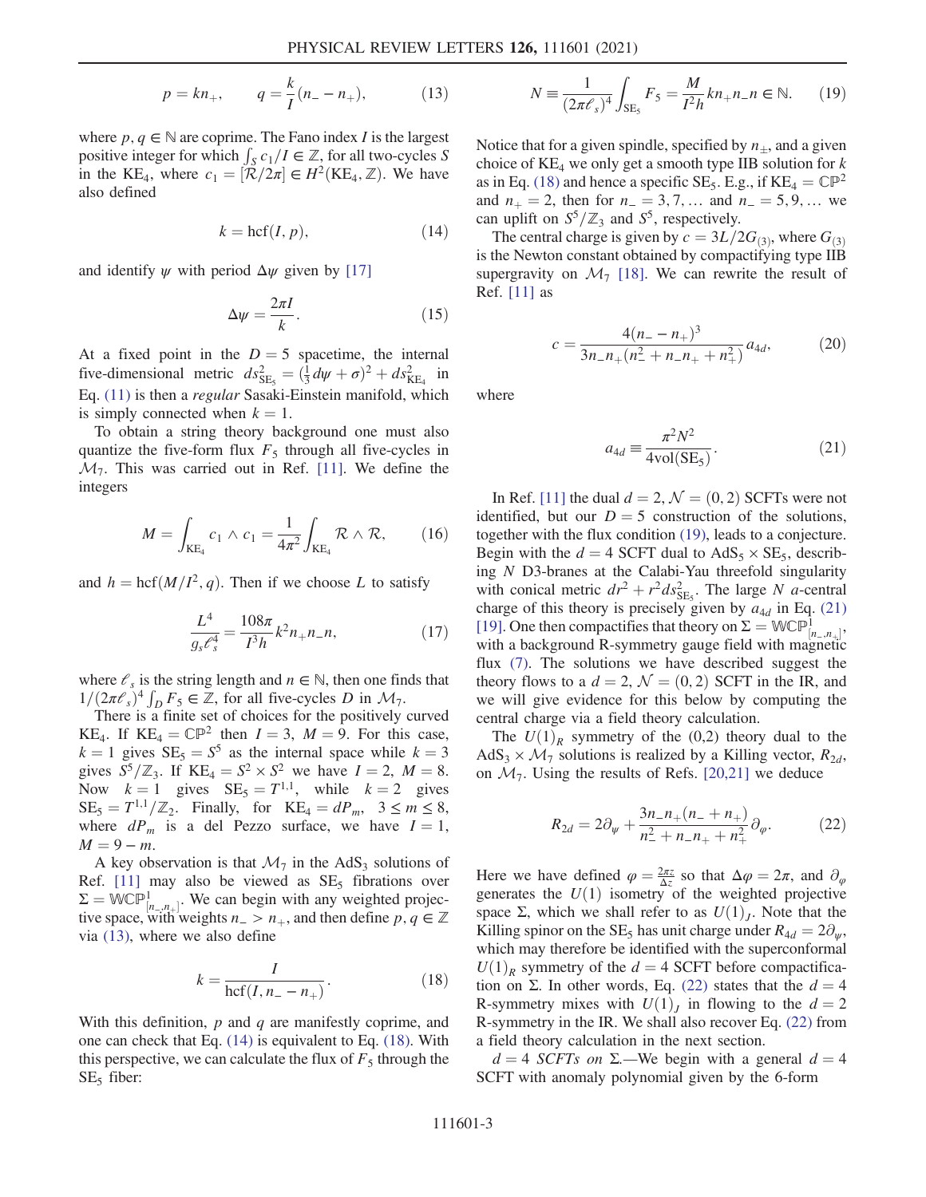$$p = kn_+, \qquad q = \frac{k}{I}(n_- - n_+), \tag{13}$$

where $p, q \in \mathbb{N}$ are coprime. The Fano index $I$ is the largest positive integer for which $\int_S c_1/I \in \mathbb{Z}$, for all two-cycles $S$ in the $\text{KE}_4$, where $c_1 = [\mathcal{R}/2\pi] \in H^2(\text{KE}_4, \mathbb{Z})$. We have also defined

$$k = \text{hcf}(I, p), \tag{14}$$

and identify $\psi$ with period $\Delta\psi$ given by [17]

$$\Delta\psi = \frac{2\pi I}{k}. \tag{15}$$

At a fixed point in the $D = 5$ spacetime, the internal five-dimensional metric $ds^2_{\text{SE}_5} = (\frac{1}{3}d\psi + \sigma)^2 + ds^2_{\text{KE}_4}$ in Eq. (11) is then a *regular* Sasaki-Einstein manifold, which is simply connected when $k = 1$.

To obtain a string theory background one must also quantize the five-form flux $F_5$ through all five-cycles in $\mathcal{M}_7$. This was carried out in Ref. [11]. We define the integers

$$M = \int_{\text{KE}_4} c_1 \wedge c_1 = \frac{1}{4\pi^2}\int_{\text{KE}_4} \mathcal{R} \wedge \mathcal{R}, \tag{16}$$

and $h = \text{hcf}(M/I^2, q)$. Then if we choose $L$ to satisfy

$$\frac{L^4}{g_s \ell_s^4} = \frac{108\pi}{I^3 h} k^2 n_+ n_- n, \tag{17}$$

where $\ell_s$ is the string length and $n \in \mathbb{N}$, then one finds that $1/(2\pi\ell_s)^4 \int_D F_5 \in \mathbb{Z}$, for all five-cycles $D$ in $\mathcal{M}_7$.

There is a finite set of choices for the positively curved $\text{KE}_4$. If $\text{KE}_4 = \mathbb{CP}^2$ then $I = 3$, $M = 9$. For this case, $k = 1$ gives $\text{SE}_5 = S^5$ as the internal space while $k = 3$ gives $S^5/\mathbb{Z}_3$. If $\text{KE}_4 = S^2 \times S^2$ we have $I = 2$, $M = 8$. Now $k = 1$ gives $\text{SE}_5 = T^{1,1}$, while $k = 2$ gives $\text{SE}_5 = T^{1,1}/\mathbb{Z}_2$. Finally, for $\text{KE}_4 = dP_m$, $3 \le m \le 8$, where $dP_m$ is a del Pezzo surface, we have $I = 1$, $M = 9 - m$.

A key observation is that $\mathcal{M}_7$ in the $\text{AdS}_3$ solutions of Ref. [11] may also be viewed as $\text{SE}_5$ fibrations over $\Sigma = \mathbb{WCP}^1_{[n_-,n_+]}$. We can begin with any weighted projective space, with weights $n_- > n_+$, and then define $p, q \in \mathbb{Z}$ via (13), where we also define

$$k = \frac{I}{\text{hcf}(I, n_- - n_+)}. \tag{18}$$

With this definition, $p$ and $q$ are manifestly coprime, and one can check that Eq. (14) is equivalent to Eq. (18). With this perspective, we can calculate the flux of $F_5$ through the $\text{SE}_5$ fiber:

$$N \equiv \frac{1}{(2\pi\ell_s)^4}\int_{\text{SE}_5} F_5 = \frac{M}{I^2 h} k n_+ n_- n \in \mathbb{N}. \tag{19}$$

Notice that for a given spindle, specified by $n_\pm$, and a given choice of $\text{KE}_4$ we only get a smooth type IIB solution for $k$ as in Eq. (18) and hence a specific $\text{SE}_5$. E.g., if $\text{KE}_4 = \mathbb{CP}^2$ and $n_+ = 2$, then for $n_- = 3, 7, \ldots$ and $n_- = 5, 9, \ldots$ we can uplift on $S^5/\mathbb{Z}_3$ and $S^5$, respectively.

The central charge is given by $c = 3L/2G_{(3)}$, where $G_{(3)}$ is the Newton constant obtained by compactifying type IIB supergravity on $\mathcal{M}_7$ [18]. We can rewrite the result of Ref. [11] as

$$c = \frac{4(n_- - n_+)^3}{3n_- n_+(n_-^2 + n_- n_+ + n_+^2)} a_{4d}, \tag{20}$$

where

$$a_{4d} \equiv \frac{\pi^2 N^2}{4\text{vol}(\text{SE}_5)}. \tag{21}$$

In Ref. [11] the dual $d = 2$, $\mathcal{N} = (0, 2)$ SCFTs were not identified, but our $D = 5$ construction of the solutions, together with the flux condition (19), leads to a conjecture. Begin with the $d = 4$ SCFT dual to $\text{AdS}_5 \times \text{SE}_5$, describing $N$ D3-branes at the Calabi-Yau threefold singularity with conical metric $dr^2 + r^2 ds^2_{\text{SE}_5}$. The large $N$ $a$-central charge of this theory is precisely given by $a_{4d}$ in Eq. (21) [19]. One then compactifies that theory on $\Sigma = \mathbb{WCP}^1_{[n_-,n_+]}$, with a background R-symmetry gauge field with magnetic flux (7). The solutions we have described suggest the theory flows to a $d = 2$, $\mathcal{N} = (0, 2)$ SCFT in the IR, and we will give evidence for this below by computing the central charge via a field theory calculation.

The $U(1)_R$ symmetry of the (0,2) theory dual to the $\text{AdS}_3 \times \mathcal{M}_7$ solutions is realized by a Killing vector, $R_{2d}$, on $\mathcal{M}_7$. Using the results of Refs. [20,21] we deduce

$$R_{2d} = 2\partial_\psi + \frac{3n_- n_+(n_- + n_+)}{n_-^2 + n_- n_+ + n_+^2}\partial_\varphi. \tag{22}$$

Here we have defined $\varphi = \frac{2\pi z}{\Delta z}$ so that $\Delta\varphi = 2\pi$, and $\partial_\varphi$ generates the $U(1)$ isometry of the weighted projective space $\Sigma$, which we shall refer to as $U(1)_J$. Note that the Killing spinor on the $\text{SE}_5$ has unit charge under $R_{4d} = 2\partial_\psi$, which may therefore be identified with the superconformal $U(1)_R$ symmetry of the $d = 4$ SCFT before compactification on $\Sigma$. In other words, Eq. (22) states that the $d = 4$ R-symmetry mixes with $U(1)_J$ in flowing to the $d = 2$ R-symmetry in the IR. We shall also recover Eq. (22) from a field theory calculation in the next section.

*$d = 4$ SCFTs on $\Sigma$.*—We begin with a general $d = 4$ SCFT with anomaly polynomial given by the 6-form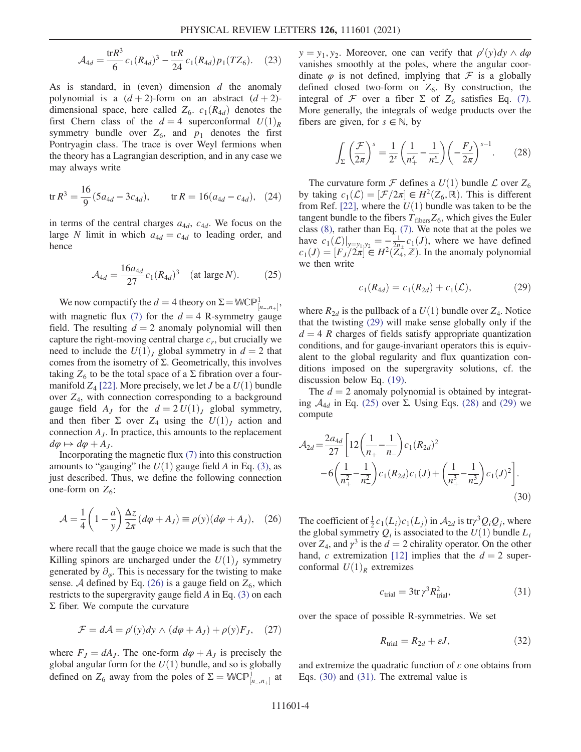$$\mathcal{A}_{4d} = \frac{\mathrm{tr}R^3}{6}c_1(R_{4d})^3 - \frac{\mathrm{tr}R}{24}c_1(R_{4d})p_1(TZ_6). \quad (23)$$

As is standard, in (even) dimension $d$ the anomaly polynomial is a $(d+2)$-form on an abstract $(d+2)$-dimensional space, here called $Z_6$. $c_1(R_{4d})$ denotes the first Chern class of the $d=4$ superconformal $U(1)_R$ symmetry bundle over $Z_6$, and $p_1$ denotes the first Pontryagin class. The trace is over Weyl fermions when the theory has a Lagrangian description, and in any case we may always write

$$\mathrm{tr}\,R^3 = \frac{16}{9}(5a_{4d} - 3c_{4d}), \qquad \mathrm{tr}\,R = 16(a_{4d} - c_{4d}), \quad (24)$$

in terms of the central charges $a_{4d}$, $c_{4d}$. We focus on the large $N$ limit in which $a_{4d} = c_{4d}$ to leading order, and hence

$$\mathcal{A}_{4d} = \frac{16a_{4d}}{27}c_1(R_{4d})^3 \quad (\text{at large } N). \quad (25)$$

We now compactify the $d=4$ theory on $\Sigma = \mathbb{WCP}^1_{[n_-,n_+]}$, with magnetic flux (7) for the $d=4$ R-symmetry gauge field. The resulting $d=2$ anomaly polynomial will then capture the right-moving central charge $c_r$, but crucially we need to include the $U(1)_J$ global symmetry in $d=2$ that comes from the isometry of $\Sigma$. Geometrically, this involves taking $Z_6$ to be the total space of a $\Sigma$ fibration over a four-manifold $Z_4$ [22]. More precisely, we let $J$ be a $U(1)$ bundle over $Z_4$, with connection corresponding to a background gauge field $A_J$ for the $d=2$ $U(1)_J$ global symmetry, and then fiber $\Sigma$ over $Z_4$ using the $U(1)_J$ action and connection $A_J$. In practice, this amounts to the replacement $d\varphi \mapsto d\varphi + A_J$.

Incorporating the magnetic flux (7) into this construction amounts to "gauging" the $U(1)$ gauge field $A$ in Eq. (3), as just described. Thus, we define the following connection one-form on $Z_6$:

$$\mathcal{A} = \frac{1}{4}\left(1 - \frac{a}{y}\right)\frac{\Delta z}{2\pi}(d\varphi + A_J) \equiv \rho(y)(d\varphi + A_J), \quad (26)$$

where recall that the gauge choice we made is such that the Killing spinors are uncharged under the $U(1)_J$ symmetry generated by $\partial_\varphi$. This is necessary for the twisting to make sense. $\mathcal{A}$ defined by Eq. (26) is a gauge field on $Z_6$, which restricts to the supergravity gauge field $A$ in Eq. (3) on each $\Sigma$ fiber. We compute the curvature

$$\mathcal{F} = d\mathcal{A} = \rho'(y)dy \wedge (d\varphi + A_J) + \rho(y)F_J, \quad (27)$$

where $F_J = dA_J$. The one-form $d\varphi + A_J$ is precisely the global angular form for the $U(1)$ bundle, and so is globally defined on $Z_6$ away from the poles of $\Sigma = \mathbb{WCP}^1_{[n_-,n_+]}$ at $y = y_1, y_2$. Moreover, one can verify that $\rho'(y)dy \wedge d\varphi$ vanishes smoothly at the poles, where the angular coordinate $\varphi$ is not defined, implying that $\mathcal{F}$ is a globally defined closed two-form on $Z_6$. By construction, the integral of $\mathcal{F}$ over a fiber $\Sigma$ of $Z_6$ satisfies Eq. (7). More generally, the integrals of wedge products over the fibers are given, for $s \in \mathbb{N}$, by

$$\int_\Sigma \left(\frac{\mathcal{F}}{2\pi}\right)^s = \frac{1}{2^s}\left(\frac{1}{n_+^s} - \frac{1}{n_-^s}\right)\left(-\frac{F_J}{2\pi}\right)^{s-1}. \quad (28)$$

The curvature form $\mathcal{F}$ defines a $U(1)$ bundle $\mathcal{L}$ over $Z_6$ by taking $c_1(\mathcal{L}) = [\mathcal{F}/2\pi] \in H^2(Z_6, \mathbb{R})$. This is different from Ref. [22], where the $U(1)$ bundle was taken to be the tangent bundle to the fibers $T_{\text{fibers}}Z_6$, which gives the Euler class (8), rather than Eq. (7). We note that at the poles we have $c_1(\mathcal{L})|_{y=y_1,y_2} = -\frac{1}{2n_\pm}c_1(J)$, where we have defined $c_1(J) = [F_J/2\pi] \in H^2(Z_4, \mathbb{Z})$. In the anomaly polynomial we then write

$$c_1(R_{4d}) = c_1(R_{2d}) + c_1(\mathcal{L}), \quad (29)$$

where $R_{2d}$ is the pullback of a $U(1)$ bundle over $Z_4$. Notice that the twisting (29) will make sense globally only if the $d=4$ $R$ charges of fields satisfy appropriate quantization conditions, and for gauge-invariant operators this is equivalent to the global regularity and flux quantization conditions imposed on the supergravity solutions, cf. the discussion below Eq. (19).

The $d=2$ anomaly polynomial is obtained by integrating $\mathcal{A}_{4d}$ in Eq. (25) over $\Sigma$. Using Eqs. (28) and (29) we compute

$$\mathcal{A}_{2d} = \frac{2a_{4d}}{27}\left[12\left(\frac{1}{n_+} - \frac{1}{n_-}\right)c_1(R_{2d})^2 - 6\left(\frac{1}{n_+^2} - \frac{1}{n_-^2}\right)c_1(R_{2d})c_1(J) + \left(\frac{1}{n_+^3} - \frac{1}{n_-^3}\right)c_1(J)^2\right]. \quad (30)$$

The coefficient of $\frac{1}{2}c_1(L_i)c_1(L_j)$ in $\mathcal{A}_{2d}$ is $\mathrm{tr}\gamma^3 Q_i Q_j$, where the global symmetry $Q_i$ is associated to the $U(1)$ bundle $L_i$ over $Z_4$, and $\gamma^3$ is the $d=2$ chirality operator. On the other hand, $c$ extremization [12] implies that the $d=2$ superconformal $U(1)_R$ extremizes

$$c_{\text{trial}} = 3\mathrm{tr}\,\gamma^3 R_{\text{trial}}^2, \quad (31)$$

over the space of possible R-symmetries. We set

$$R_{\text{trial}} = R_{2d} + \varepsilon J, \quad (32)$$

and extremize the quadratic function of $\varepsilon$ one obtains from Eqs. (30) and (31). The extremal value is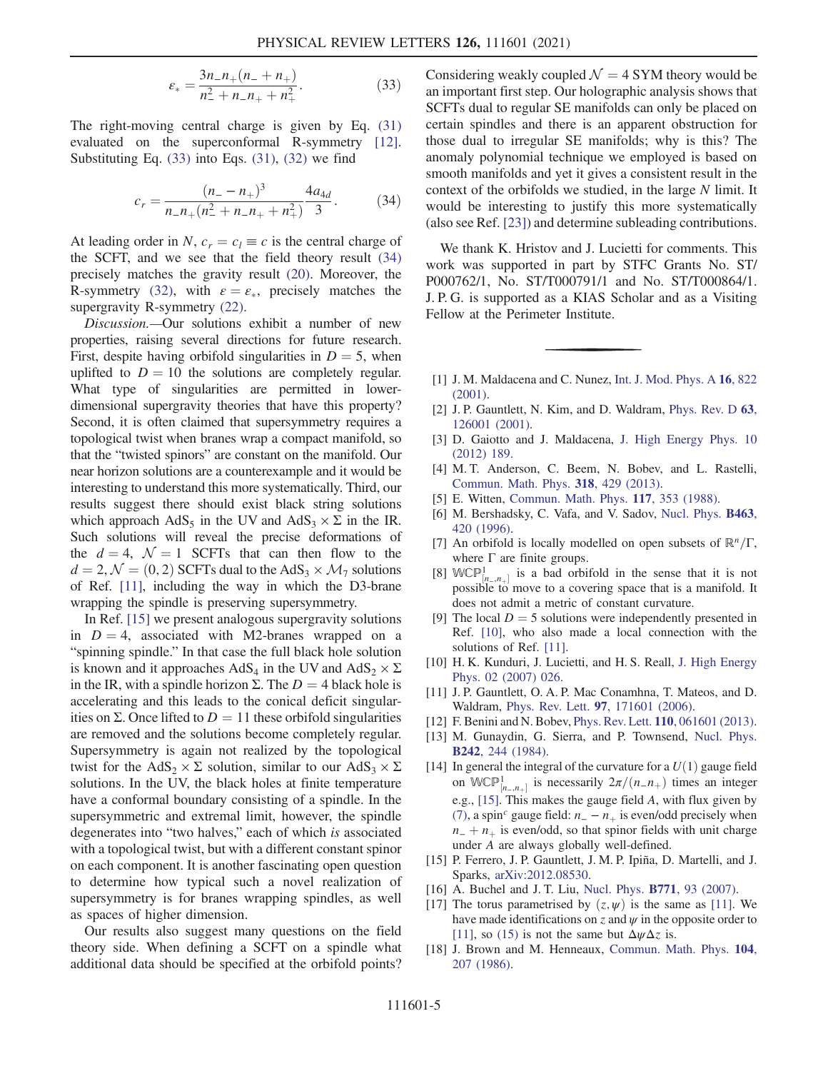$$\varepsilon_* = \frac{3n_- n_+ (n_- + n_+)}{n_-^2 + n_- n_+ + n_+^2}. \tag{33}$$

The right-moving central charge is given by Eq. (31) evaluated on the superconformal R-symmetry [12]. Substituting Eq. (33) into Eqs. (31), (32) we find

$$c_r = \frac{(n_- - n_+)^3}{n_- n_+ (n_-^2 + n_- n_+ + n_+^2)} \frac{4a_{4d}}{3}. \tag{34}$$

At leading order in $N$, $c_r = c_l \equiv c$ is the central charge of the SCFT, and we see that the field theory result (34) precisely matches the gravity result (20). Moreover, the R-symmetry (32), with $\varepsilon = \varepsilon_*$, precisely matches the supergravity R-symmetry (22).

*Discussion.*—Our solutions exhibit a number of new properties, raising several directions for future research. First, despite having orbifold singularities in $D = 5$, when uplifted to $D = 10$ the solutions are completely regular. What type of singularities are permitted in lower-dimensional supergravity theories that have this property? Second, it is often claimed that supersymmetry requires a topological twist when branes wrap a compact manifold, so that the "twisted spinors" are constant on the manifold. Our near horizon solutions are a counterexample and it would be interesting to understand this more systematically. Third, our results suggest there should exist black string solutions which approach $\mathrm{AdS}_5$ in the UV and $\mathrm{AdS}_3 \times \Sigma$ in the IR. Such solutions will reveal the precise deformations of the $d = 4$, $\mathcal{N} = 1$ SCFTs that can then flow to the $d = 2, \mathcal{N} = (0, 2)$ SCFTs dual to the $\mathrm{AdS}_3 \times \mathcal{M}_7$ solutions of Ref. [11], including the way in which the D3-brane wrapping the spindle is preserving supersymmetry.

In Ref. [15] we present analogous supergravity solutions in $D = 4$, associated with M2-branes wrapped on a "spinning spindle." In that case the full black hole solution is known and it approaches $\mathrm{AdS}_4$ in the UV and $\mathrm{AdS}_2 \times \Sigma$ in the IR, with a spindle horizon $\Sigma$. The $D = 4$ black hole is accelerating and this leads to the conical deficit singularities on $\Sigma$. Once lifted to $D = 11$ these orbifold singularities are removed and the solutions become completely regular. Supersymmetry is again not realized by the topological twist for the $\mathrm{AdS}_2 \times \Sigma$ solution, similar to our $\mathrm{AdS}_3 \times \Sigma$ solutions. In the UV, the black holes at finite temperature have a conformal boundary consisting of a spindle. In the supersymmetric and extremal limit, however, the spindle degenerates into "two halves," each of which *is* associated with a topological twist, but with a different constant spinor on each component. It is another fascinating open question to determine how typical such a novel realization of supersymmetry is for branes wrapping spindles, as well as spaces of higher dimension.

Our results also suggest many questions on the field theory side. When defining a SCFT on a spindle what additional data should be specified at the orbifold points? Considering weakly coupled $\mathcal{N} = 4$ SYM theory would be an important first step. Our holographic analysis shows that SCFTs dual to regular SE manifolds can only be placed on certain spindles and there is an apparent obstruction for those dual to irregular SE manifolds; why is this? The anomaly polynomial technique we employed is based on smooth manifolds and yet it gives a consistent result in the context of the orbifolds we studied, in the large $N$ limit. It would be interesting to justify this more systematically (also see Ref. [23]) and determine subleading contributions.

We thank K. Hristov and J. Lucietti for comments. This work was supported in part by STFC Grants No. ST/P000762/1, No. ST/T000791/1 and No. ST/T000864/1. J. P. G. is supported as a KIAS Scholar and as a Visiting Fellow at the Perimeter Institute.

---

[1] J. M. Maldacena and C. Nunez, Int. J. Mod. Phys. A **16**, 822 (2001).

[2] J. P. Gauntlett, N. Kim, and D. Waldram, Phys. Rev. D **63**, 126001 (2001).

[3] D. Gaiotto and J. Maldacena, J. High Energy Phys. 10 (2012) 189.

[4] M. T. Anderson, C. Beem, N. Bobev, and L. Rastelli, Commun. Math. Phys. **318**, 429 (2013).

[5] E. Witten, Commun. Math. Phys. **117**, 353 (1988).

[6] M. Bershadsky, C. Vafa, and V. Sadov, Nucl. Phys. **B463**, 420 (1996).

[7] An orbifold is locally modelled on open subsets of $\mathbb{R}^n/\Gamma$, where $\Gamma$ are finite groups.

[8] $\mathbb{WCP}^1_{[n_-,n_+]}$ is a bad orbifold in the sense that it is not possible to move to a covering space that is a manifold. It does not admit a metric of constant curvature.

[9] The local $D = 5$ solutions were independently presented in Ref. [10], who also made a local connection with the solutions of Ref. [11].

[10] H. K. Kunduri, J. Lucietti, and H. S. Reall, J. High Energy Phys. 02 (2007) 026.

[11] J. P. Gauntlett, O. A. P. Mac Conamhna, T. Mateos, and D. Waldram, Phys. Rev. Lett. **97**, 171601 (2006).

[12] F. Benini and N. Bobev, Phys. Rev. Lett. **110**, 061601 (2013).

[13] M. Gunaydin, G. Sierra, and P. Townsend, Nucl. Phys. **B242**, 244 (1984).

[14] In general the integral of the curvature for a $U(1)$ gauge field on $\mathbb{WCP}^1_{[n_-,n_+]}$ is necessarily $2\pi/(n_- n_+)$ times an integer e.g., [15]. This makes the gauge field $A$, with flux given by (7), a spin$^c$ gauge field: $n_- - n_+$ is even/odd precisely when $n_- + n_+$ is even/odd, so that spinor fields with unit charge under $A$ are always globally well-defined.

[15] P. Ferrero, J. P. Gauntlett, J. M. P. Ipiña, D. Martelli, and J. Sparks, arXiv:2012.08530.

[16] A. Buchel and J. T. Liu, Nucl. Phys. **B771**, 93 (2007).

[17] The torus parametrised by $(z, \psi)$ is the same as [11]. We have made identifications on $z$ and $\psi$ in the opposite order to [11], so (15) is not the same but $\Delta\psi\Delta z$ is.

[18] J. Brown and M. Henneaux, Commun. Math. Phys. **104**, 207 (1986).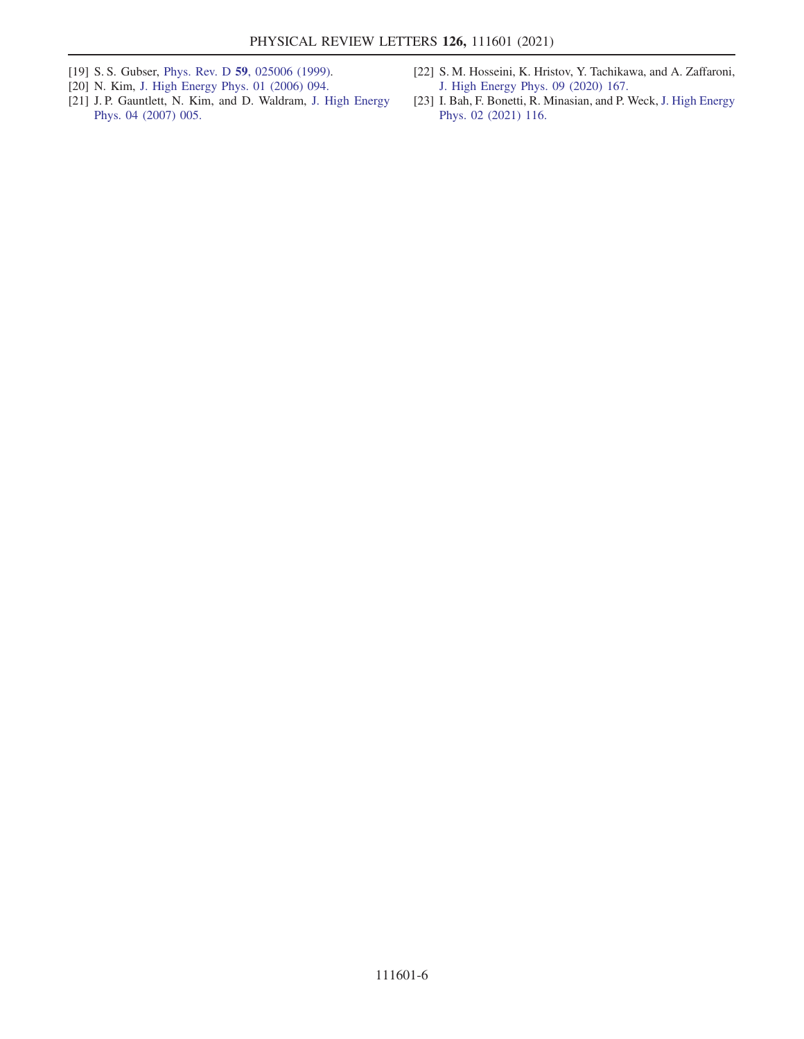[19] S. S. Gubser, Phys. Rev. D **59**, 025006 (1999).

[20] N. Kim, J. High Energy Phys. 01 (2006) 094.

[21] J. P. Gauntlett, N. Kim, and D. Waldram, J. High Energy Phys. 04 (2007) 005.

[22] S. M. Hosseini, K. Hristov, Y. Tachikawa, and A. Zaffaroni, J. High Energy Phys. 09 (2020) 167.

[23] I. Bah, F. Bonetti, R. Minasian, and P. Weck, J. High Energy Phys. 02 (2021) 116.